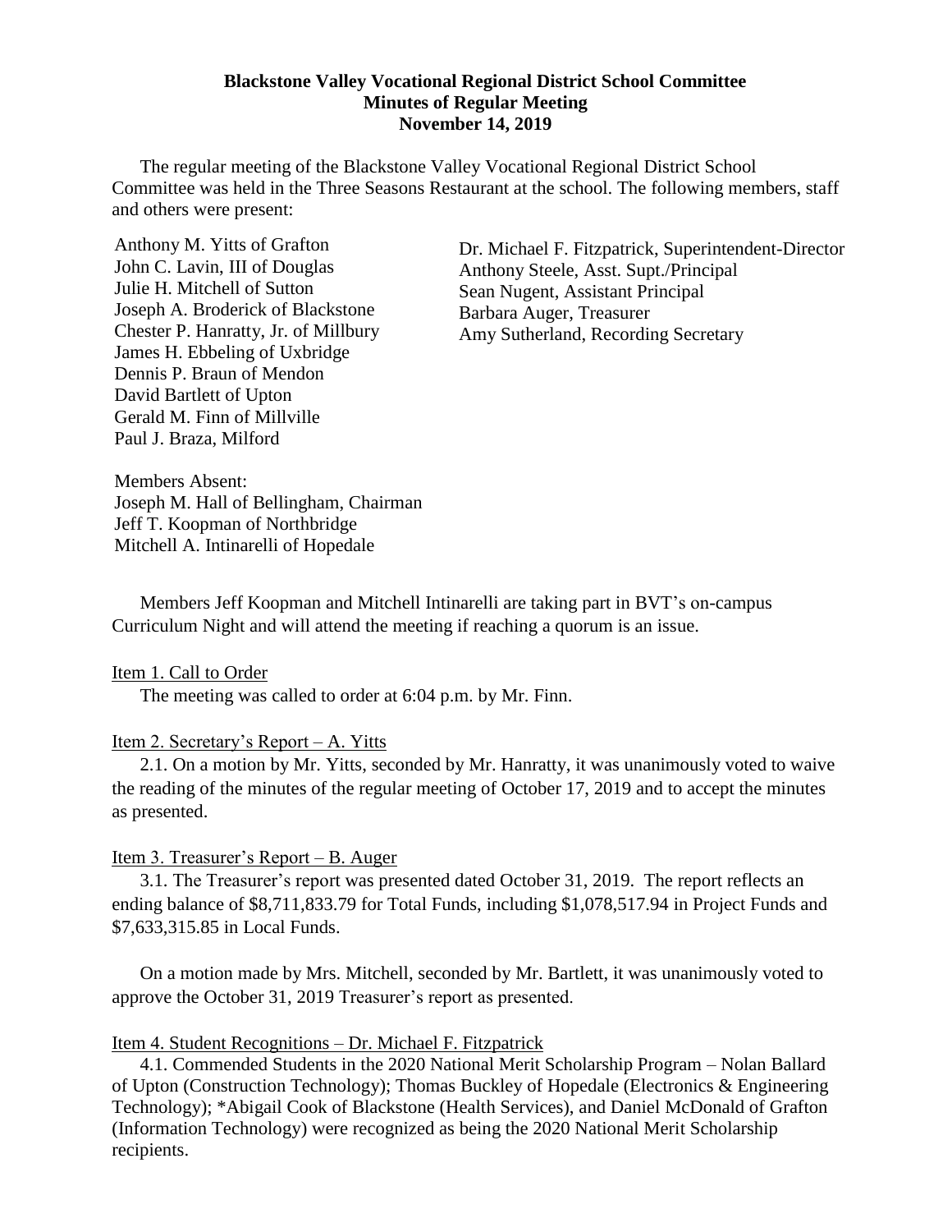**Blackstone Valley Vocational Regional District School Committee**
**Minutes of Regular Meeting**
**November 14, 2019**

The regular meeting of the Blackstone Valley Vocational Regional District School Committee was held in the Three Seasons Restaurant at the school. The following members, staff and others were present:

Anthony M. Yitts of Grafton
John C. Lavin, III of Douglas
Julie H. Mitchell of Sutton
Joseph A. Broderick of Blackstone
Chester P. Hanratty, Jr. of Millbury
James H. Ebbeling of Uxbridge
Dennis P. Braun of Mendon
David Bartlett of Upton
Gerald M. Finn of Millville
Paul J. Braza, Milford

Dr. Michael F. Fitzpatrick, Superintendent-Director
Anthony Steele, Asst. Supt./Principal
Sean Nugent, Assistant Principal
Barbara Auger, Treasurer
Amy Sutherland, Recording Secretary

Members Absent:
Joseph M. Hall of Bellingham, Chairman
Jeff T. Koopman of Northbridge
Mitchell A. Intinarelli of Hopedale

Members Jeff Koopman and Mitchell Intinarelli are taking part in BVT's on-campus Curriculum Night and will attend the meeting if reaching a quorum is an issue.

Item 1. Call to Order

The meeting was called to order at 6:04 p.m. by Mr. Finn.

Item 2. Secretary's Report – A. Yitts

2.1. On a motion by Mr. Yitts, seconded by Mr. Hanratty, it was unanimously voted to waive the reading of the minutes of the regular meeting of October 17, 2019 and to accept the minutes as presented.

Item 3. Treasurer's Report – B. Auger

3.1. The Treasurer's report was presented dated October 31, 2019. The report reflects an ending balance of $8,711,833.79 for Total Funds, including $1,078,517.94 in Project Funds and $7,633,315.85 in Local Funds.

On a motion made by Mrs. Mitchell, seconded by Mr. Bartlett, it was unanimously voted to approve the October 31, 2019 Treasurer's report as presented.

Item 4. Student Recognitions – Dr. Michael F. Fitzpatrick

4.1. Commended Students in the 2020 National Merit Scholarship Program – Nolan Ballard of Upton (Construction Technology); Thomas Buckley of Hopedale (Electronics & Engineering Technology); *Abigail Cook of Blackstone (Health Services), and Daniel McDonald of Grafton (Information Technology) were recognized as being the 2020 National Merit Scholarship recipients.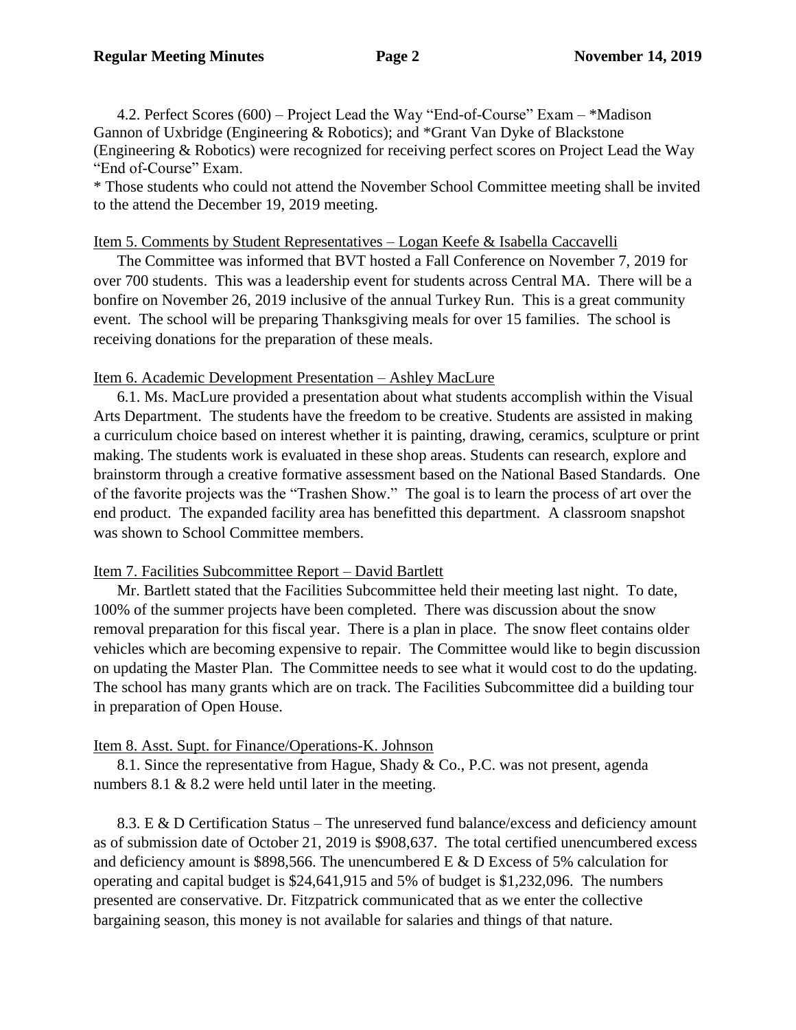4.2. Perfect Scores (600) – Project Lead the Way "End-of-Course" Exam – *Madison Gannon of Uxbridge (Engineering & Robotics); and *Grant Van Dyke of Blackstone (Engineering & Robotics) were recognized for receiving perfect scores on Project Lead the Way "End of-Course" Exam.

* Those students who could not attend the November School Committee meeting shall be invited to the attend the December 19, 2019 meeting.

Item 5. Comments by Student Representatives – Logan Keefe & Isabella Caccavelli

The Committee was informed that BVT hosted a Fall Conference on November 7, 2019 for over 700 students. This was a leadership event for students across Central MA. There will be a bonfire on November 26, 2019 inclusive of the annual Turkey Run. This is a great community event. The school will be preparing Thanksgiving meals for over 15 families. The school is receiving donations for the preparation of these meals.

Item 6. Academic Development Presentation – Ashley MacLure

6.1. Ms. MacLure provided a presentation about what students accomplish within the Visual Arts Department. The students have the freedom to be creative. Students are assisted in making a curriculum choice based on interest whether it is painting, drawing, ceramics, sculpture or print making. The students work is evaluated in these shop areas. Students can research, explore and brainstorm through a creative formative assessment based on the National Based Standards. One of the favorite projects was the "Trashen Show." The goal is to learn the process of art over the end product. The expanded facility area has benefitted this department. A classroom snapshot was shown to School Committee members.

Item 7. Facilities Subcommittee Report – David Bartlett

Mr. Bartlett stated that the Facilities Subcommittee held their meeting last night. To date, 100% of the summer projects have been completed. There was discussion about the snow removal preparation for this fiscal year. There is a plan in place. The snow fleet contains older vehicles which are becoming expensive to repair. The Committee would like to begin discussion on updating the Master Plan. The Committee needs to see what it would cost to do the updating. The school has many grants which are on track. The Facilities Subcommittee did a building tour in preparation of Open House.

Item 8. Asst. Supt. for Finance/Operations-K. Johnson

8.1. Since the representative from Hague, Shady & Co., P.C. was not present, agenda numbers 8.1 & 8.2 were held until later in the meeting.

8.3. E & D Certification Status – The unreserved fund balance/excess and deficiency amount as of submission date of October 21, 2019 is $908,637. The total certified unencumbered excess and deficiency amount is $898,566. The unencumbered E & D Excess of 5% calculation for operating and capital budget is $24,641,915 and 5% of budget is $1,232,096. The numbers presented are conservative. Dr. Fitzpatrick communicated that as we enter the collective bargaining season, this money is not available for salaries and things of that nature.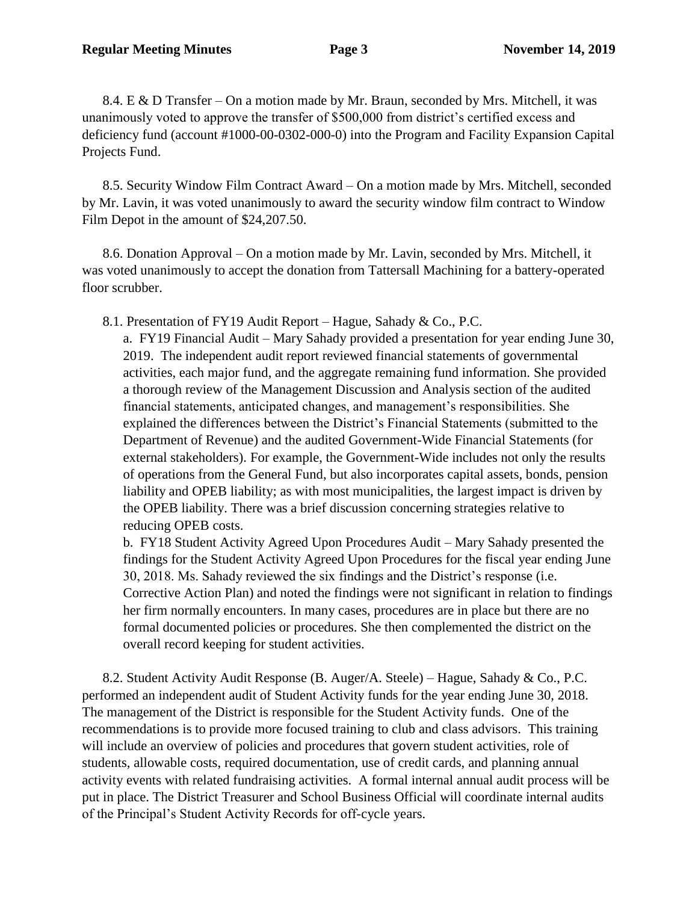8.4. E & D Transfer – On a motion made by Mr. Braun, seconded by Mrs. Mitchell, it was unanimously voted to approve the transfer of $500,000 from district's certified excess and deficiency fund (account #1000-00-0302-000-0) into the Program and Facility Expansion Capital Projects Fund.

8.5. Security Window Film Contract Award – On a motion made by Mrs. Mitchell, seconded by Mr. Lavin, it was voted unanimously to award the security window film contract to Window Film Depot in the amount of $24,207.50.

8.6. Donation Approval – On a motion made by Mr. Lavin, seconded by Mrs. Mitchell, it was voted unanimously to accept the donation from Tattersall Machining for a battery-operated floor scrubber.

8.1. Presentation of FY19 Audit Report – Hague, Sahady & Co., P.C.

a. FY19 Financial Audit – Mary Sahady provided a presentation for year ending June 30, 2019. The independent audit report reviewed financial statements of governmental activities, each major fund, and the aggregate remaining fund information. She provided a thorough review of the Management Discussion and Analysis section of the audited financial statements, anticipated changes, and management's responsibilities. She explained the differences between the District's Financial Statements (submitted to the Department of Revenue) and the audited Government-Wide Financial Statements (for external stakeholders). For example, the Government-Wide includes not only the results of operations from the General Fund, but also incorporates capital assets, bonds, pension liability and OPEB liability; as with most municipalities, the largest impact is driven by the OPEB liability. There was a brief discussion concerning strategies relative to reducing OPEB costs.

b. FY18 Student Activity Agreed Upon Procedures Audit – Mary Sahady presented the findings for the Student Activity Agreed Upon Procedures for the fiscal year ending June 30, 2018. Ms. Sahady reviewed the six findings and the District's response (i.e. Corrective Action Plan) and noted the findings were not significant in relation to findings her firm normally encounters. In many cases, procedures are in place but there are no formal documented policies or procedures. She then complemented the district on the overall record keeping for student activities.

8.2. Student Activity Audit Response (B. Auger/A. Steele) – Hague, Sahady & Co., P.C. performed an independent audit of Student Activity funds for the year ending June 30, 2018. The management of the District is responsible for the Student Activity funds. One of the recommendations is to provide more focused training to club and class advisors. This training will include an overview of policies and procedures that govern student activities, role of students, allowable costs, required documentation, use of credit cards, and planning annual activity events with related fundraising activities. A formal internal annual audit process will be put in place. The District Treasurer and School Business Official will coordinate internal audits of the Principal's Student Activity Records for off-cycle years.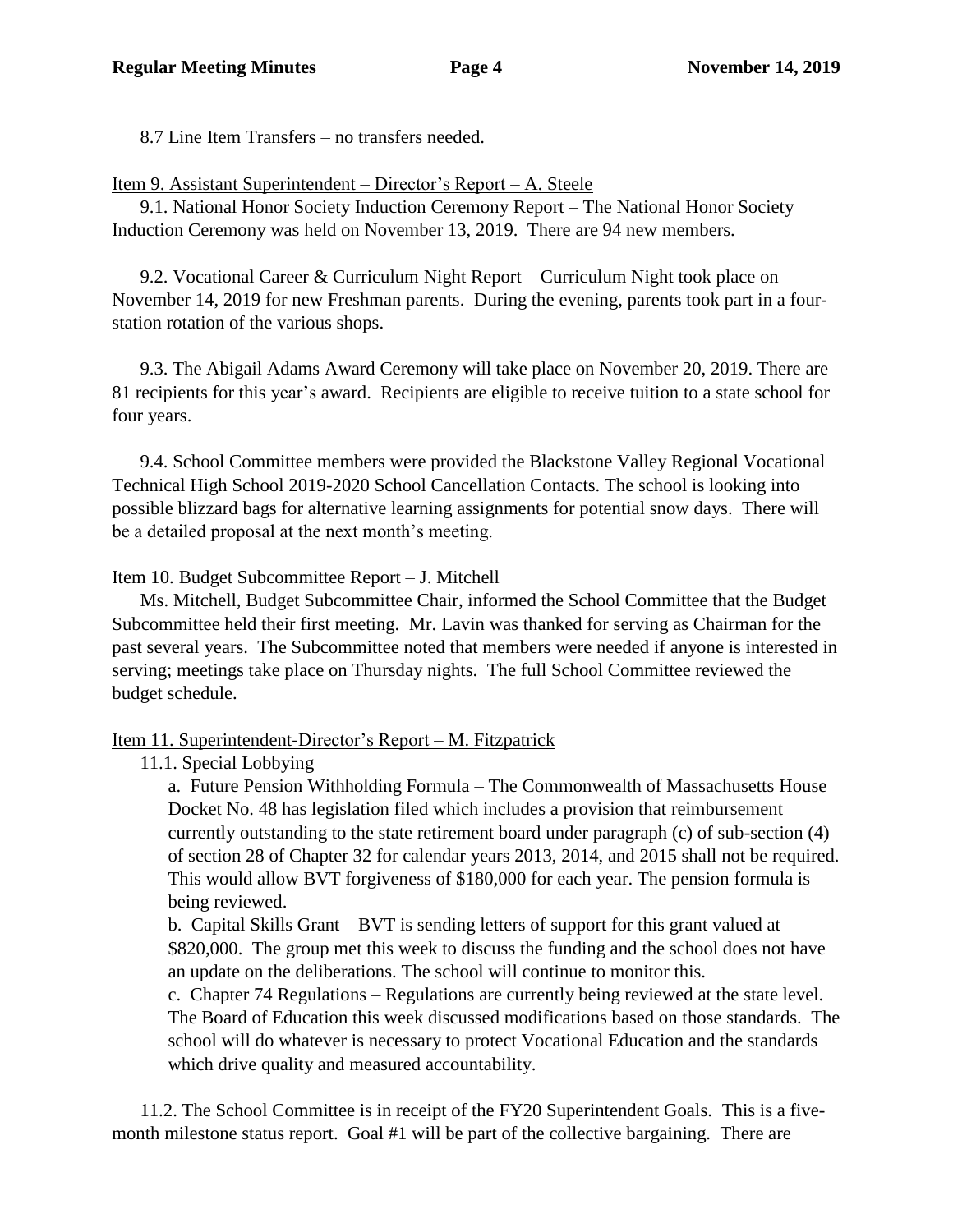8.7 Line Item Transfers – no transfers needed.

Item 9. Assistant Superintendent – Director's Report – A. Steele

9.1. National Honor Society Induction Ceremony Report – The National Honor Society Induction Ceremony was held on November 13, 2019. There are 94 new members.

9.2. Vocational Career & Curriculum Night Report – Curriculum Night took place on November 14, 2019 for new Freshman parents. During the evening, parents took part in a four-station rotation of the various shops.

9.3. The Abigail Adams Award Ceremony will take place on November 20, 2019. There are 81 recipients for this year's award. Recipients are eligible to receive tuition to a state school for four years.

9.4. School Committee members were provided the Blackstone Valley Regional Vocational Technical High School 2019-2020 School Cancellation Contacts. The school is looking into possible blizzard bags for alternative learning assignments for potential snow days. There will be a detailed proposal at the next month's meeting.

Item 10. Budget Subcommittee Report – J. Mitchell

Ms. Mitchell, Budget Subcommittee Chair, informed the School Committee that the Budget Subcommittee held their first meeting. Mr. Lavin was thanked for serving as Chairman for the past several years. The Subcommittee noted that members were needed if anyone is interested in serving; meetings take place on Thursday nights. The full School Committee reviewed the budget schedule.

Item 11. Superintendent-Director's Report – M. Fitzpatrick

11.1. Special Lobbying

a. Future Pension Withholding Formula – The Commonwealth of Massachusetts House Docket No. 48 has legislation filed which includes a provision that reimbursement currently outstanding to the state retirement board under paragraph (c) of sub-section (4) of section 28 of Chapter 32 for calendar years 2013, 2014, and 2015 shall not be required. This would allow BVT forgiveness of $180,000 for each year. The pension formula is being reviewed.

b. Capital Skills Grant – BVT is sending letters of support for this grant valued at $820,000. The group met this week to discuss the funding and the school does not have an update on the deliberations. The school will continue to monitor this.

c. Chapter 74 Regulations – Regulations are currently being reviewed at the state level. The Board of Education this week discussed modifications based on those standards. The school will do whatever is necessary to protect Vocational Education and the standards which drive quality and measured accountability.

11.2. The School Committee is in receipt of the FY20 Superintendent Goals. This is a five-month milestone status report. Goal #1 will be part of the collective bargaining. There are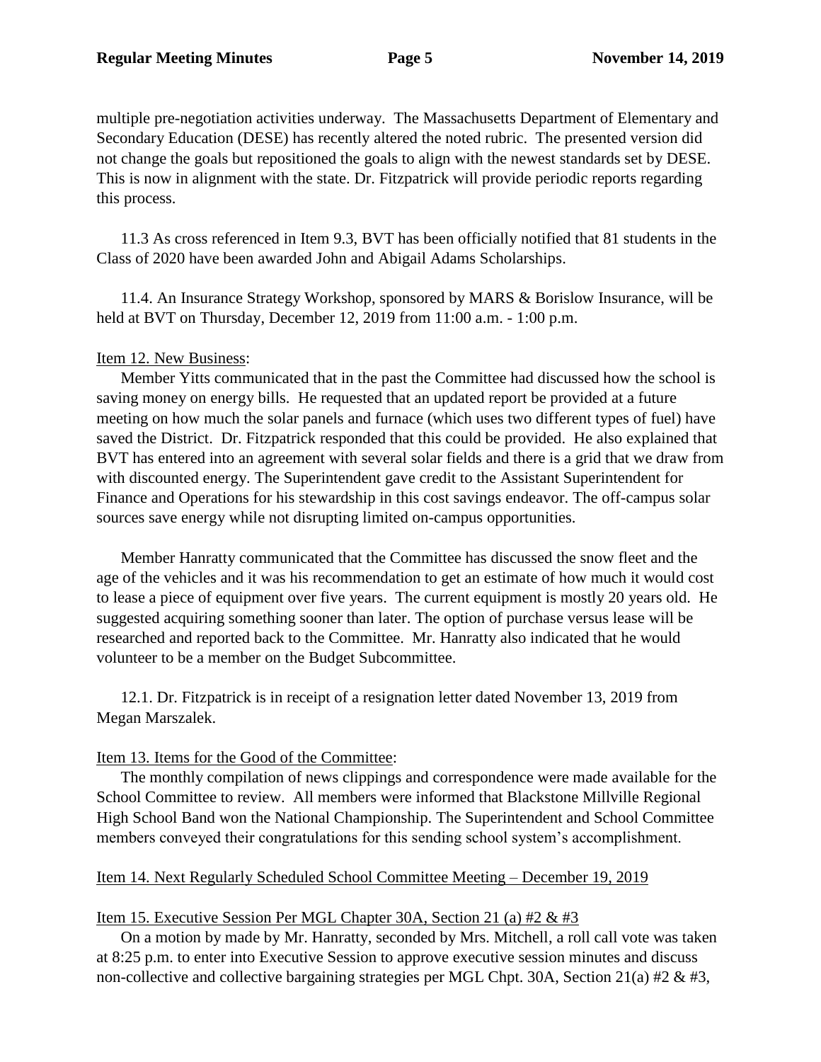multiple pre-negotiation activities underway. The Massachusetts Department of Elementary and Secondary Education (DESE) has recently altered the noted rubric. The presented version did not change the goals but repositioned the goals to align with the newest standards set by DESE. This is now in alignment with the state. Dr. Fitzpatrick will provide periodic reports regarding this process.

11.3 As cross referenced in Item 9.3, BVT has been officially notified that 81 students in the Class of 2020 have been awarded John and Abigail Adams Scholarships.

11.4. An Insurance Strategy Workshop, sponsored by MARS & Borislow Insurance, will be held at BVT on Thursday, December 12, 2019 from 11:00 a.m. - 1:00 p.m.

Item 12. New Business:

Member Yitts communicated that in the past the Committee had discussed how the school is saving money on energy bills. He requested that an updated report be provided at a future meeting on how much the solar panels and furnace (which uses two different types of fuel) have saved the District. Dr. Fitzpatrick responded that this could be provided. He also explained that BVT has entered into an agreement with several solar fields and there is a grid that we draw from with discounted energy. The Superintendent gave credit to the Assistant Superintendent for Finance and Operations for his stewardship in this cost savings endeavor. The off-campus solar sources save energy while not disrupting limited on-campus opportunities.

Member Hanratty communicated that the Committee has discussed the snow fleet and the age of the vehicles and it was his recommendation to get an estimate of how much it would cost to lease a piece of equipment over five years. The current equipment is mostly 20 years old. He suggested acquiring something sooner than later. The option of purchase versus lease will be researched and reported back to the Committee. Mr. Hanratty also indicated that he would volunteer to be a member on the Budget Subcommittee.

12.1. Dr. Fitzpatrick is in receipt of a resignation letter dated November 13, 2019 from Megan Marszalek.

Item 13. Items for the Good of the Committee:

The monthly compilation of news clippings and correspondence were made available for the School Committee to review. All members were informed that Blackstone Millville Regional High School Band won the National Championship. The Superintendent and School Committee members conveyed their congratulations for this sending school system's accomplishment.

Item 14. Next Regularly Scheduled School Committee Meeting – December 19, 2019

Item 15. Executive Session Per MGL Chapter 30A, Section 21 (a) #2 & #3

On a motion by made by Mr. Hanratty, seconded by Mrs. Mitchell, a roll call vote was taken at 8:25 p.m. to enter into Executive Session to approve executive session minutes and discuss non-collective and collective bargaining strategies per MGL Chpt. 30A, Section 21(a) #2 & #3,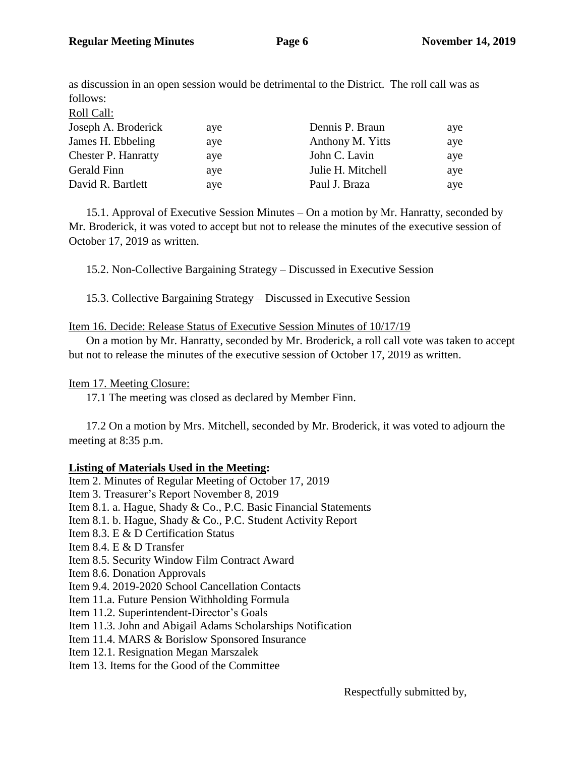as discussion in an open session would be detrimental to the District. The roll call was as follows:

Roll Call:

| | | | |
|---|---|---|---|
| Joseph A. Broderick | aye | Dennis P. Braun | aye |
| James H. Ebbeling | aye | Anthony M. Yitts | aye |
| Chester P. Hanratty | aye | John C. Lavin | aye |
| Gerald Finn | aye | Julie H. Mitchell | aye |
| David R. Bartlett | aye | Paul J. Braza | aye |

15.1. Approval of Executive Session Minutes – On a motion by Mr. Hanratty, seconded by Mr. Broderick, it was voted to accept but not to release the minutes of the executive session of October 17, 2019 as written.

15.2. Non-Collective Bargaining Strategy – Discussed in Executive Session

15.3. Collective Bargaining Strategy – Discussed in Executive Session

Item 16. Decide: Release Status of Executive Session Minutes of 10/17/19

On a motion by Mr. Hanratty, seconded by Mr. Broderick, a roll call vote was taken to accept but not to release the minutes of the executive session of October 17, 2019 as written.

Item 17. Meeting Closure:

17.1 The meeting was closed as declared by Member Finn.

17.2 On a motion by Mrs. Mitchell, seconded by Mr. Broderick, it was voted to adjourn the meeting at 8:35 p.m.

**Listing of Materials Used in the Meeting:**

Item 2. Minutes of Regular Meeting of October 17, 2019
Item 3. Treasurer's Report November 8, 2019
Item 8.1. a. Hague, Shady & Co., P.C. Basic Financial Statements
Item 8.1. b. Hague, Shady & Co., P.C. Student Activity Report
Item 8.3. E & D Certification Status
Item 8.4. E & D Transfer
Item 8.5. Security Window Film Contract Award
Item 8.6. Donation Approvals
Item 9.4. 2019-2020 School Cancellation Contacts
Item 11.a. Future Pension Withholding Formula
Item 11.2. Superintendent-Director's Goals
Item 11.3. John and Abigail Adams Scholarships Notification
Item 11.4. MARS & Borislow Sponsored Insurance
Item 12.1. Resignation Megan Marszalek
Item 13. Items for the Good of the Committee

Respectfully submitted by,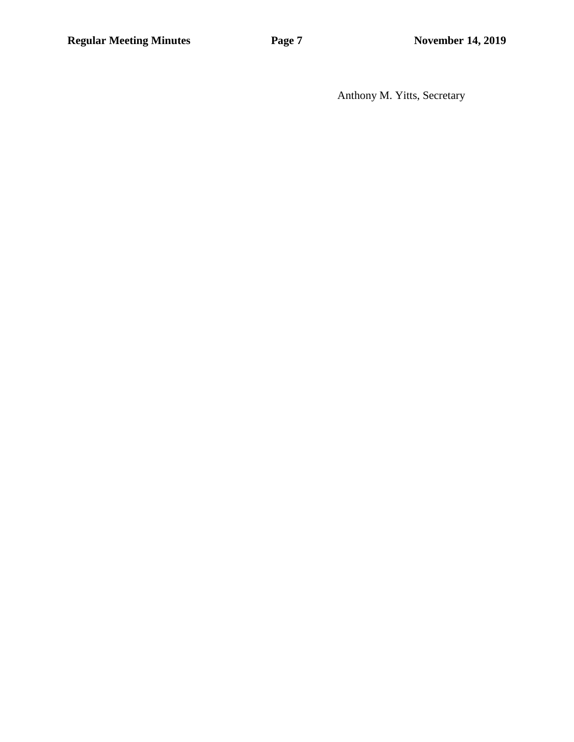Anthony M. Yitts, Secretary